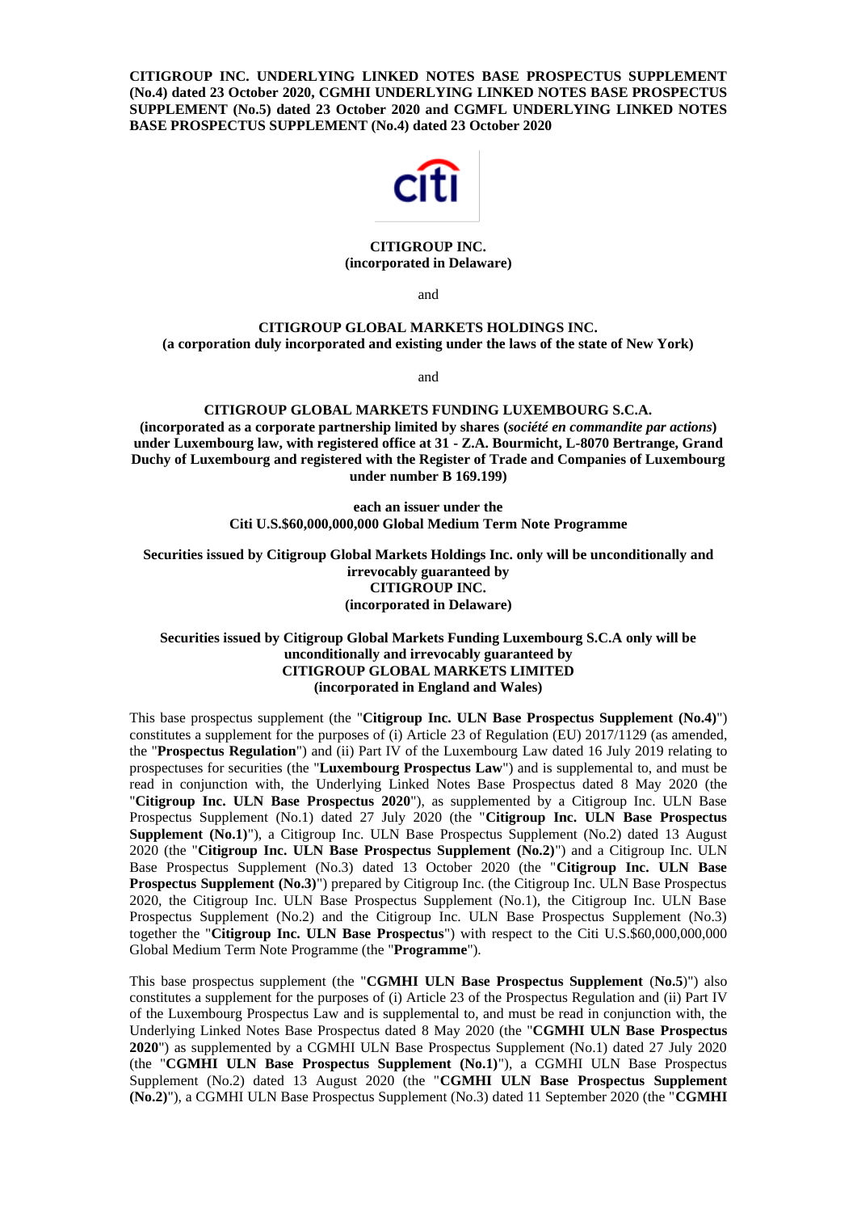**CITIGROUP INC. UNDERLYING LINKED NOTES BASE PROSPECTUS SUPPLEMENT (No.4) dated 23 October 2020, CGMHI UNDERLYING LINKED NOTES BASE PROSPECTUS SUPPLEMENT (No.5) dated 23 October 2020 and CGMFL UNDERLYING LINKED NOTES BASE PROSPECTUS SUPPLEMENT (No.4) dated 23 October 2020**

**CITIGROUP INC.**
**(incorporated in Delaware)**

and

**CITIGROUP GLOBAL MARKETS HOLDINGS INC.**
**(a corporation duly incorporated and existing under the laws of the state of New York)**

and

**CITIGROUP GLOBAL MARKETS FUNDING LUXEMBOURG S.C.A.**
**(incorporated as a corporate partnership limited by shares (*société en commandite par actions*) under Luxembourg law, with registered office at 31 - Z.A. Bourmicht, L-8070 Bertrange, Grand Duchy of Luxembourg and registered with the Register of Trade and Companies of Luxembourg under number B 169.199)**

**each an issuer under the**
**Citi U.S.$60,000,000,000 Global Medium Term Note Programme**

**Securities issued by Citigroup Global Markets Holdings Inc. only will be unconditionally and irrevocably guaranteed by**
**CITIGROUP INC.**
**(incorporated in Delaware)**

**Securities issued by Citigroup Global Markets Funding Luxembourg S.C.A only will be unconditionally and irrevocably guaranteed by**
**CITIGROUP GLOBAL MARKETS LIMITED**
**(incorporated in England and Wales)**

This base prospectus supplement (the "**Citigroup Inc. ULN Base Prospectus Supplement (No.4)**") constitutes a supplement for the purposes of (i) Article 23 of Regulation (EU) 2017/1129 (as amended, the "**Prospectus Regulation**") and (ii) Part IV of the Luxembourg Law dated 16 July 2019 relating to prospectuses for securities (the "**Luxembourg Prospectus Law**") and is supplemental to, and must be read in conjunction with, the Underlying Linked Notes Base Prospectus dated 8 May 2020 (the "**Citigroup Inc. ULN Base Prospectus 2020**"), as supplemented by a Citigroup Inc. ULN Base Prospectus Supplement (No.1) dated 27 July 2020 (the "**Citigroup Inc. ULN Base Prospectus Supplement (No.1)**"), a Citigroup Inc. ULN Base Prospectus Supplement (No.2) dated 13 August 2020 (the "**Citigroup Inc. ULN Base Prospectus Supplement (No.2)**") and a Citigroup Inc. ULN Base Prospectus Supplement (No.3) dated 13 October 2020 (the "**Citigroup Inc. ULN Base Prospectus Supplement (No.3)**") prepared by Citigroup Inc. (the Citigroup Inc. ULN Base Prospectus 2020, the Citigroup Inc. ULN Base Prospectus Supplement (No.1), the Citigroup Inc. ULN Base Prospectus Supplement (No.2) and the Citigroup Inc. ULN Base Prospectus Supplement (No.3) together the "**Citigroup Inc. ULN Base Prospectus**") with respect to the Citi U.S.$60,000,000,000 Global Medium Term Note Programme (the "**Programme**").

This base prospectus supplement (the "**CGMHI ULN Base Prospectus Supplement** (**No.5**)") also constitutes a supplement for the purposes of (i) Article 23 of the Prospectus Regulation and (ii) Part IV of the Luxembourg Prospectus Law and is supplemental to, and must be read in conjunction with, the Underlying Linked Notes Base Prospectus dated 8 May 2020 (the "**CGMHI ULN Base Prospectus 2020**") as supplemented by a CGMHI ULN Base Prospectus Supplement (No.1) dated 27 July 2020 (the "**CGMHI ULN Base Prospectus Supplement (No.1)**"), a CGMHI ULN Base Prospectus Supplement (No.2) dated 13 August 2020 (the "**CGMHI ULN Base Prospectus Supplement (No.2)**"), a CGMHI ULN Base Prospectus Supplement (No.3) dated 11 September 2020 (the "**CGMHI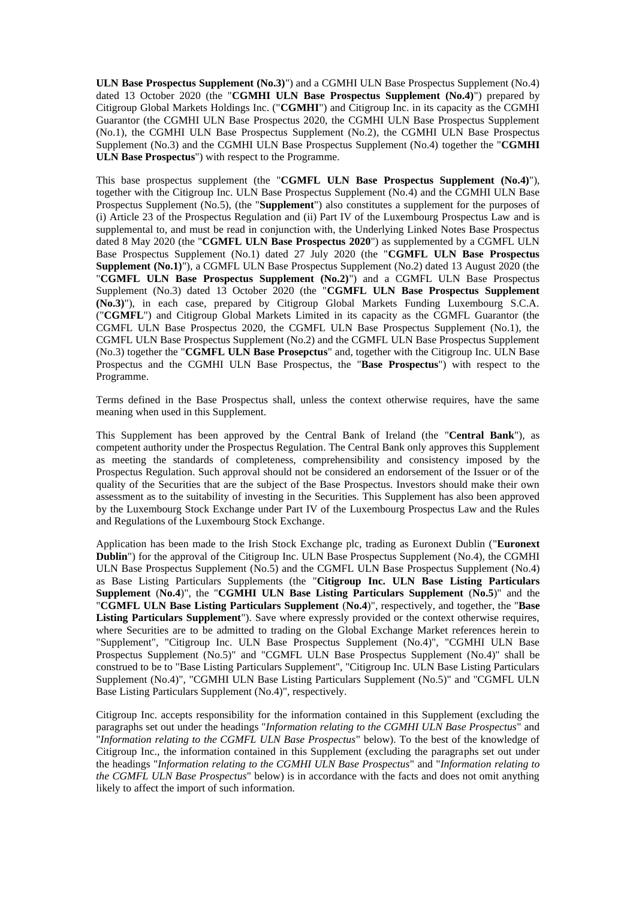**ULN Base Prospectus Supplement (No.3)**") and a CGMHI ULN Base Prospectus Supplement (No.4) dated 13 October 2020 (the "**CGMHI ULN Base Prospectus Supplement (No.4)**") prepared by Citigroup Global Markets Holdings Inc. ("**CGMHI**") and Citigroup Inc. in its capacity as the CGMHI Guarantor (the CGMHI ULN Base Prospectus 2020, the CGMHI ULN Base Prospectus Supplement (No.1), the CGMHI ULN Base Prospectus Supplement (No.2), the CGMHI ULN Base Prospectus Supplement (No.3) and the CGMHI ULN Base Prospectus Supplement (No.4) together the "**CGMHI ULN Base Prospectus**") with respect to the Programme.

This base prospectus supplement (the "**CGMFL ULN Base Prospectus Supplement (No.4)**"), together with the Citigroup Inc. ULN Base Prospectus Supplement (No.4) and the CGMHI ULN Base Prospectus Supplement (No.5), (the "**Supplement**") also constitutes a supplement for the purposes of (i) Article 23 of the Prospectus Regulation and (ii) Part IV of the Luxembourg Prospectus Law and is supplemental to, and must be read in conjunction with, the Underlying Linked Notes Base Prospectus dated 8 May 2020 (the "**CGMFL ULN Base Prospectus 2020**") as supplemented by a CGMFL ULN Base Prospectus Supplement (No.1) dated 27 July 2020 (the "**CGMFL ULN Base Prospectus Supplement (No.1)**"), a CGMFL ULN Base Prospectus Supplement (No.2) dated 13 August 2020 (the "**CGMFL ULN Base Prospectus Supplement (No.2)**") and a CGMFL ULN Base Prospectus Supplement (No.3) dated 13 October 2020 (the "**CGMFL ULN Base Prospectus Supplement (No.3)**"), in each case, prepared by Citigroup Global Markets Funding Luxembourg S.C.A. ("**CGMFL**") and Citigroup Global Markets Limited in its capacity as the CGMFL Guarantor (the CGMFL ULN Base Prospectus 2020, the CGMFL ULN Base Prospectus Supplement (No.1), the CGMFL ULN Base Prospectus Supplement (No.2) and the CGMFL ULN Base Prospectus Supplement (No.3) together the "**CGMFL ULN Base Prosepctus**" and, together with the Citigroup Inc. ULN Base Prospectus and the CGMHI ULN Base Prospectus, the "**Base Prospectus**") with respect to the Programme.

Terms defined in the Base Prospectus shall, unless the context otherwise requires, have the same meaning when used in this Supplement.

This Supplement has been approved by the Central Bank of Ireland (the "**Central Bank**"), as competent authority under the Prospectus Regulation. The Central Bank only approves this Supplement as meeting the standards of completeness, comprehensibility and consistency imposed by the Prospectus Regulation. Such approval should not be considered an endorsement of the Issuer or of the quality of the Securities that are the subject of the Base Prospectus. Investors should make their own assessment as to the suitability of investing in the Securities. This Supplement has also been approved by the Luxembourg Stock Exchange under Part IV of the Luxembourg Prospectus Law and the Rules and Regulations of the Luxembourg Stock Exchange.

Application has been made to the Irish Stock Exchange plc, trading as Euronext Dublin ("**Euronext Dublin**") for the approval of the Citigroup Inc. ULN Base Prospectus Supplement (No.4), the CGMHI ULN Base Prospectus Supplement (No.5) and the CGMFL ULN Base Prospectus Supplement (No.4) as Base Listing Particulars Supplements (the "**Citigroup Inc. ULN Base Listing Particulars Supplement** (**No.4**)", the "**CGMHI ULN Base Listing Particulars Supplement** (**No.5**)" and the "**CGMFL ULN Base Listing Particulars Supplement** (**No.4**)", respectively, and together, the "**Base Listing Particulars Supplement**"). Save where expressly provided or the context otherwise requires, where Securities are to be admitted to trading on the Global Exchange Market references herein to "Supplement", "Citigroup Inc. ULN Base Prospectus Supplement (No.4)", "CGMHI ULN Base Prospectus Supplement (No.5)" and "CGMFL ULN Base Prospectus Supplement (No.4)" shall be construed to be to "Base Listing Particulars Supplement", "Citigroup Inc. ULN Base Listing Particulars Supplement (No.4)", "CGMHI ULN Base Listing Particulars Supplement (No.5)" and "CGMFL ULN Base Listing Particulars Supplement (No.4)", respectively.

Citigroup Inc. accepts responsibility for the information contained in this Supplement (excluding the paragraphs set out under the headings "*Information relating to the CGMHI ULN Base Prospectus*" and "*Information relating to the CGMFL ULN Base Prospectus*" below). To the best of the knowledge of Citigroup Inc., the information contained in this Supplement (excluding the paragraphs set out under the headings "*Information relating to the CGMHI ULN Base Prospectus*" and "*Information relating to the CGMFL ULN Base Prospectus*" below) is in accordance with the facts and does not omit anything likely to affect the import of such information.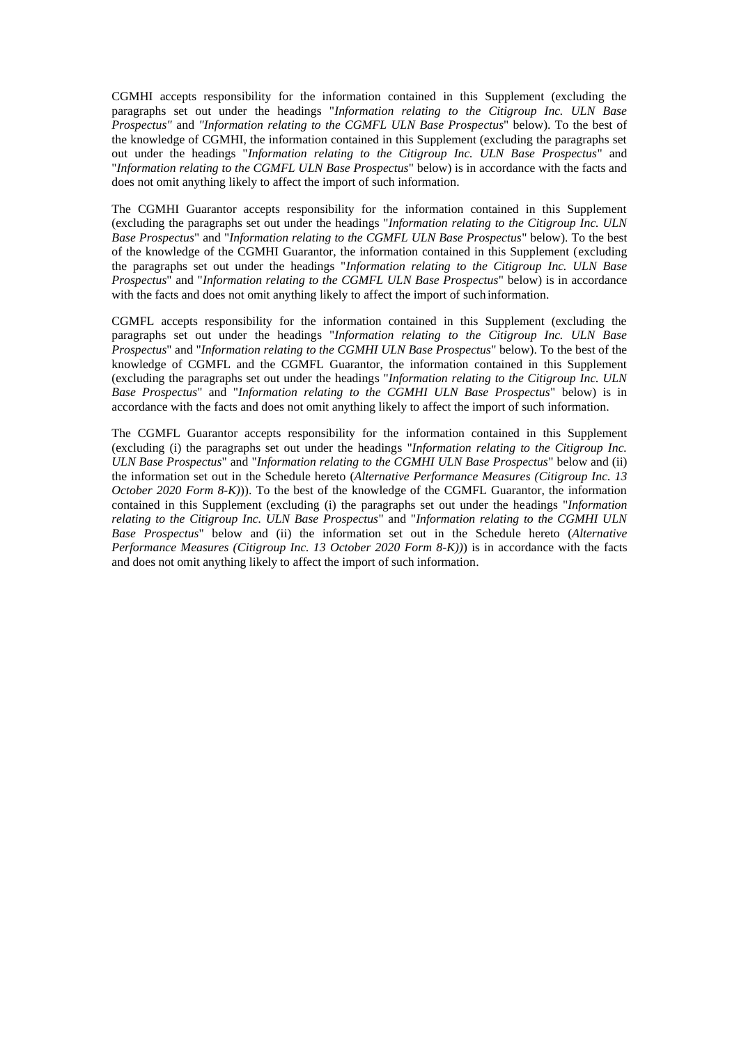CGMHI accepts responsibility for the information contained in this Supplement (excluding the paragraphs set out under the headings "*Information relating to the Citigroup Inc. ULN Base Prospectus"* and *"Information relating to the CGMFL ULN Base Prospectus*" below). To the best of the knowledge of CGMHI, the information contained in this Supplement (excluding the paragraphs set out under the headings "*Information relating to the Citigroup Inc. ULN Base Prospectus*" and "*Information relating to the CGMFL ULN Base Prospectus*" below) is in accordance with the facts and does not omit anything likely to affect the import of such information.

The CGMHI Guarantor accepts responsibility for the information contained in this Supplement (excluding the paragraphs set out under the headings "*Information relating to the Citigroup Inc. ULN Base Prospectus*" and "*Information relating to the CGMFL ULN Base Prospectus*" below). To the best of the knowledge of the CGMHI Guarantor, the information contained in this Supplement (excluding the paragraphs set out under the headings "*Information relating to the Citigroup Inc. ULN Base Prospectus*" and "*Information relating to the CGMFL ULN Base Prospectus*" below) is in accordance with the facts and does not omit anything likely to affect the import of such information.

CGMFL accepts responsibility for the information contained in this Supplement (excluding the paragraphs set out under the headings "*Information relating to the Citigroup Inc. ULN Base Prospectus*" and "*Information relating to the CGMHI ULN Base Prospectus*" below). To the best of the knowledge of CGMFL and the CGMFL Guarantor, the information contained in this Supplement (excluding the paragraphs set out under the headings "*Information relating to the Citigroup Inc. ULN Base Prospectus*" and "*Information relating to the CGMHI ULN Base Prospectus*" below) is in accordance with the facts and does not omit anything likely to affect the import of such information.

The CGMFL Guarantor accepts responsibility for the information contained in this Supplement (excluding (i) the paragraphs set out under the headings "*Information relating to the Citigroup Inc. ULN Base Prospectus*" and "*Information relating to the CGMHI ULN Base Prospectus*" below and (ii) the information set out in the Schedule hereto (*Alternative Performance Measures (Citigroup Inc. 13 October 2020 Form 8-K)*)). To the best of the knowledge of the CGMFL Guarantor, the information contained in this Supplement (excluding (i) the paragraphs set out under the headings "*Information relating to the Citigroup Inc. ULN Base Prospectus*" and "*Information relating to the CGMHI ULN Base Prospectus*" below and (ii) the information set out in the Schedule hereto (*Alternative Performance Measures (Citigroup Inc. 13 October 2020 Form 8-K)*)) is in accordance with the facts and does not omit anything likely to affect the import of such information.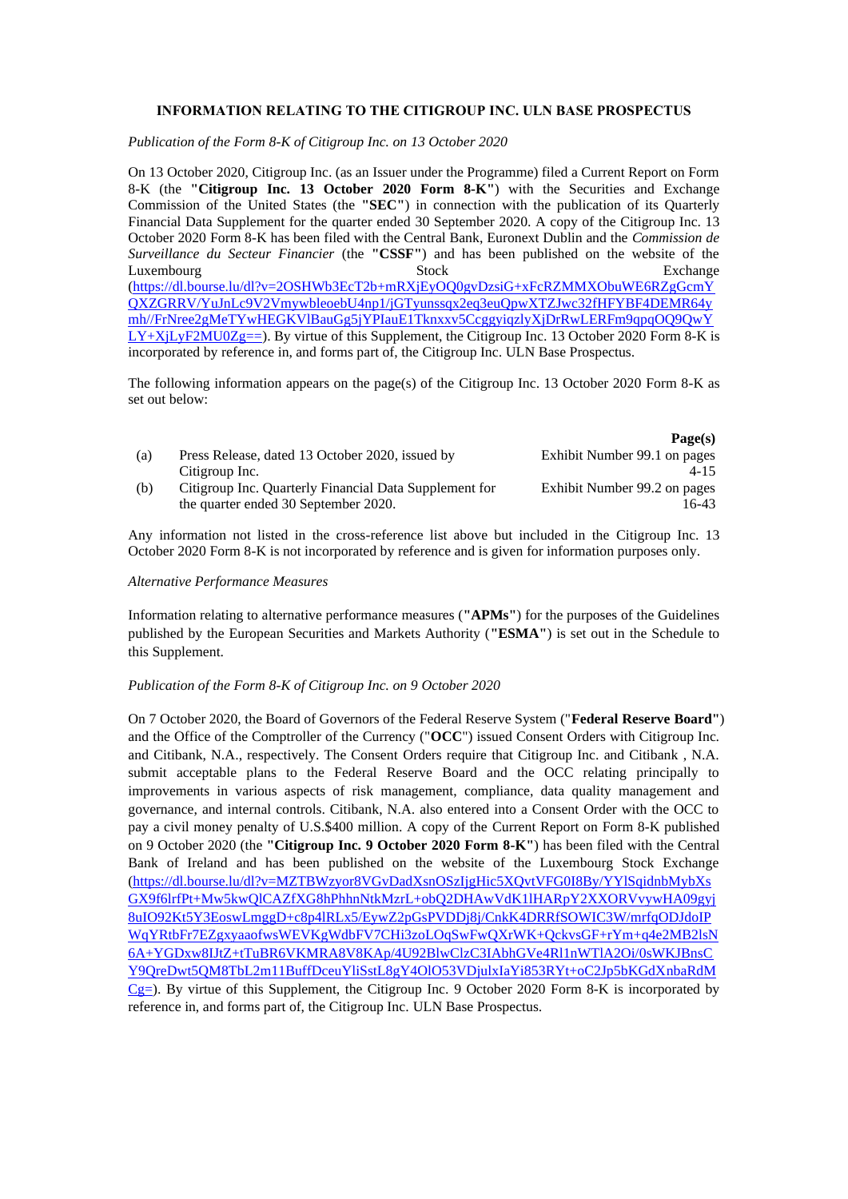**INFORMATION RELATING TO THE CITIGROUP INC. ULN BASE PROSPECTUS**

*Publication of the Form 8-K of Citigroup Inc. on 13 October 2020*

On 13 October 2020, Citigroup Inc. (as an Issuer under the Programme) filed a Current Report on Form 8-K (the **"Citigroup Inc. 13 October 2020 Form 8-K"**) with the Securities and Exchange Commission of the United States (the **"SEC"**) in connection with the publication of its Quarterly Financial Data Supplement for the quarter ended 30 September 2020. A copy of the Citigroup Inc. 13 October 2020 Form 8-K has been filed with the Central Bank, Euronext Dublin and the *Commission de Surveillance du Secteur Financier* (the **"CSSF"**) and has been published on the website of the Luxembourg Stock Exchange (https://dl.bourse.lu/dl?v=2OSHWb3EcT2b+mRXjEyOQ0gvDzsiG+xFcRZMMXObuWE6RZgGcmYQXZGRRV/YuJnLc9V2VmywbleoebU4np1/jGTyunssqx2eq3euQpwXTZJwc32fHFYBF4DEMR64ymh//FrNree2gMeTYwHEGKVlBauGg5jYPIauE1Tknxxv5CcggyiqzlyXjDrRwLERFm9qpqOQ9QwYLY+XjLyF2MU0Zg==). By virtue of this Supplement, the Citigroup Inc. 13 October 2020 Form 8-K is incorporated by reference in, and forms part of, the Citigroup Inc. ULN Base Prospectus.

The following information appears on the page(s) of the Citigroup Inc. 13 October 2020 Form 8-K as set out below:

| | | **Page(s)** |
|---|---|---|
| (a) | Press Release, dated 13 October 2020, issued by Citigroup Inc. | Exhibit Number 99.1 on pages 4-15 |
| (b) | Citigroup Inc. Quarterly Financial Data Supplement for the quarter ended 30 September 2020. | Exhibit Number 99.2 on pages 16-43 |

Any information not listed in the cross-reference list above but included in the Citigroup Inc. 13 October 2020 Form 8-K is not incorporated by reference and is given for information purposes only.

*Alternative Performance Measures*

Information relating to alternative performance measures (**"APMs"**) for the purposes of the Guidelines published by the European Securities and Markets Authority (**"ESMA"**) is set out in the Schedule to this Supplement.

*Publication of the Form 8-K of Citigroup Inc. on 9 October 2020*

On 7 October 2020, the Board of Governors of the Federal Reserve System ("**Federal Reserve Board**") and the Office of the Comptroller of the Currency ("**OCC**") issued Consent Orders with Citigroup Inc. and Citibank, N.A., respectively. The Consent Orders require that Citigroup Inc. and Citibank , N.A. submit acceptable plans to the Federal Reserve Board and the OCC relating principally to improvements in various aspects of risk management, compliance, data quality management and governance, and internal controls. Citibank, N.A. also entered into a Consent Order with the OCC to pay a civil money penalty of U.S.$400 million. A copy of the Current Report on Form 8-K published on 9 October 2020 (the **"Citigroup Inc. 9 October 2020 Form 8-K"**) has been filed with the Central Bank of Ireland and has been published on the website of the Luxembourg Stock Exchange (https://dl.bourse.lu/dl?v=MZTBWzyor8VGvDadXsnOSzIjgHic5XQvtVFG0I8By/YYlSqidnbMybXsGX9f6lrfPt+Mw5kwQlCAZfXG8hPhhnNtkMzrL+obQ2DHAwVdK1lHARpY2XXORVvywHA09gyj8uIO92Kt5Y3EoswLmggD+c8p4lRLx5/EywZ2pGsPVDDj8j/CnkK4DRRfSOWIC3W/mrfqODJdoIPWqYRtbFr7EZgxyaaofwsWEVKgWdbFV7CHi3zoLOqSwFwQXrWK+QckvsGF+rYm+q4e2MB2lsN6A+YGDxw8IJtZ+tTuBR6VKMRA8V8KAp/4U92BlwClzC3IAbhGVe4Rl1nWTlA2Oi/0sWKJBnsCY9QreDwt5QM8TbL2m11BuffDceuYliSstL8gY4OlO53VDjulxIaYi853RYt+oC2Jp5bKGdXnbaRdMCg=). By virtue of this Supplement, the Citigroup Inc. 9 October 2020 Form 8-K is incorporated by reference in, and forms part of, the Citigroup Inc. ULN Base Prospectus.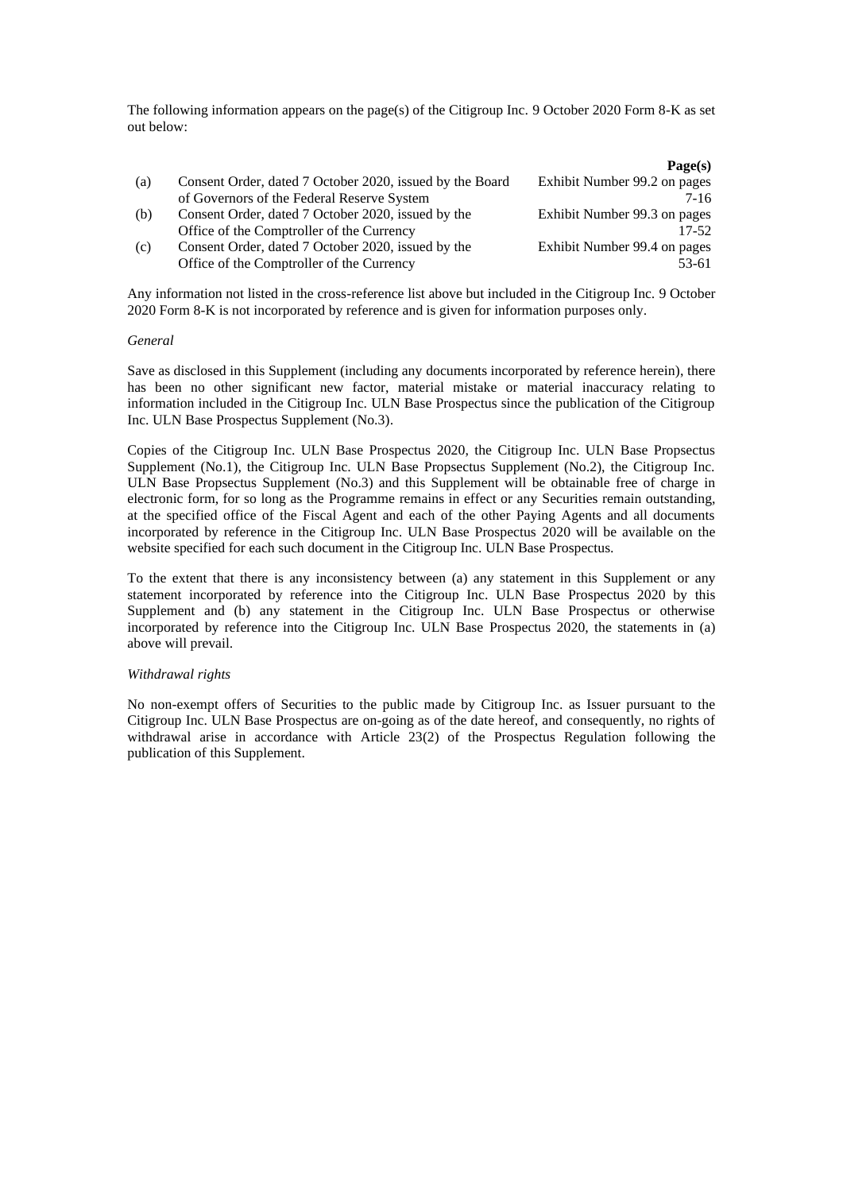The following information appears on the page(s) of the Citigroup Inc. 9 October 2020 Form 8-K as set out below:

| | | Page(s) |
|---|---|---|
| (a) | Consent Order, dated 7 October 2020, issued by the Board of Governors of the Federal Reserve System | Exhibit Number 99.2 on pages 7-16 |
| (b) | Consent Order, dated 7 October 2020, issued by the Office of the Comptroller of the Currency | Exhibit Number 99.3 on pages 17-52 |
| (c) | Consent Order, dated 7 October 2020, issued by the Office of the Comptroller of the Currency | Exhibit Number 99.4 on pages 53-61 |

Any information not listed in the cross-reference list above but included in the Citigroup Inc. 9 October 2020 Form 8-K is not incorporated by reference and is given for information purposes only.

*General*

Save as disclosed in this Supplement (including any documents incorporated by reference herein), there has been no other significant new factor, material mistake or material inaccuracy relating to information included in the Citigroup Inc. ULN Base Prospectus since the publication of the Citigroup Inc. ULN Base Prospectus Supplement (No.3).

Copies of the Citigroup Inc. ULN Base Prospectus 2020, the Citigroup Inc. ULN Base Propsectus Supplement (No.1), the Citigroup Inc. ULN Base Propsectus Supplement (No.2), the Citigroup Inc. ULN Base Propsectus Supplement (No.3) and this Supplement will be obtainable free of charge in electronic form, for so long as the Programme remains in effect or any Securities remain outstanding, at the specified office of the Fiscal Agent and each of the other Paying Agents and all documents incorporated by reference in the Citigroup Inc. ULN Base Prospectus 2020 will be available on the website specified for each such document in the Citigroup Inc. ULN Base Prospectus.

To the extent that there is any inconsistency between (a) any statement in this Supplement or any statement incorporated by reference into the Citigroup Inc. ULN Base Prospectus 2020 by this Supplement and (b) any statement in the Citigroup Inc. ULN Base Prospectus or otherwise incorporated by reference into the Citigroup Inc. ULN Base Prospectus 2020, the statements in (a) above will prevail.

*Withdrawal rights*

No non-exempt offers of Securities to the public made by Citigroup Inc. as Issuer pursuant to the Citigroup Inc. ULN Base Prospectus are on-going as of the date hereof, and consequently, no rights of withdrawal arise in accordance with Article 23(2) of the Prospectus Regulation following the publication of this Supplement.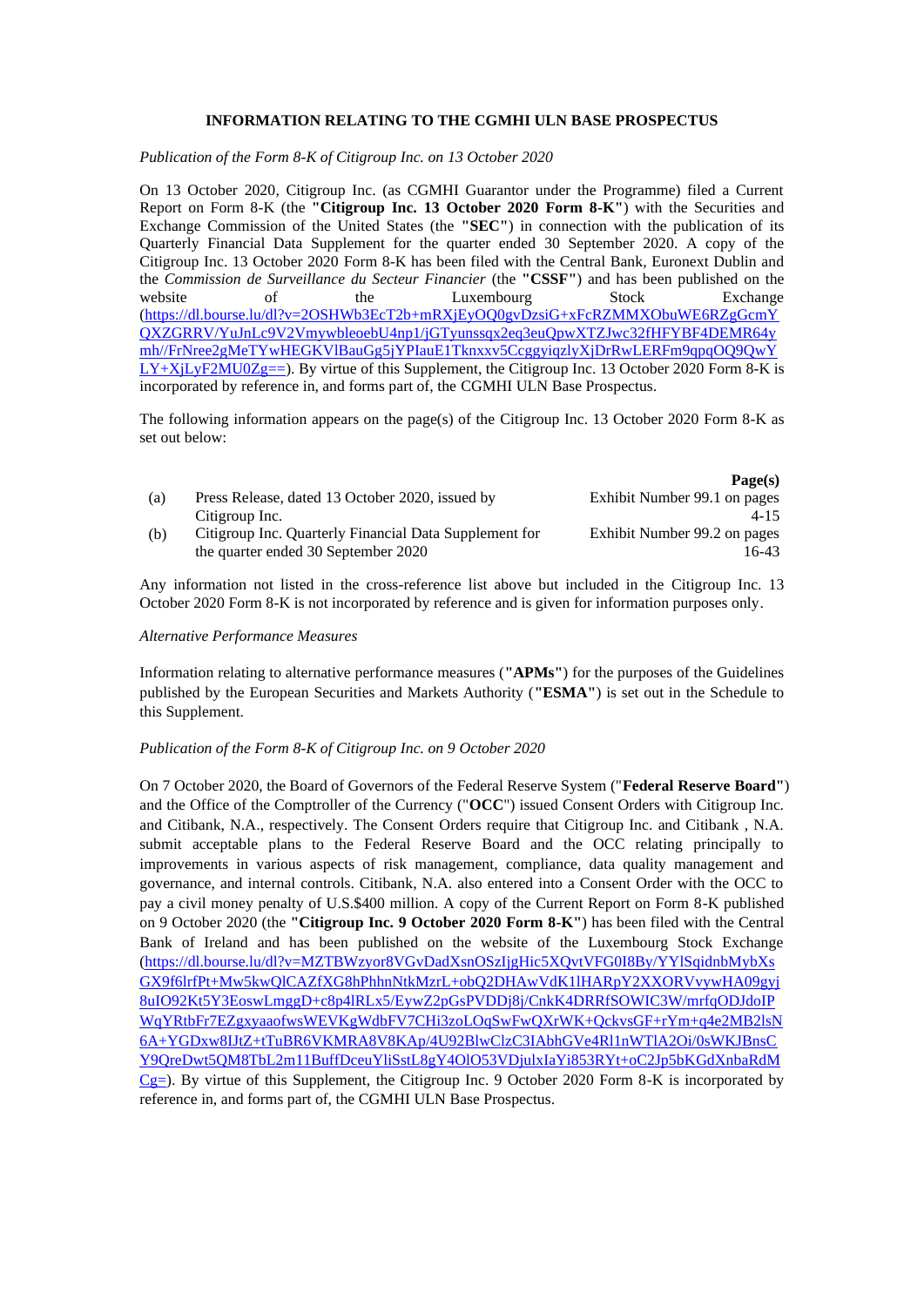**INFORMATION RELATING TO THE CGMHI ULN BASE PROSPECTUS**

*Publication of the Form 8-K of Citigroup Inc. on 13 October 2020*

On 13 October 2020, Citigroup Inc. (as CGMHI Guarantor under the Programme) filed a Current Report on Form 8-K (the **"Citigroup Inc. 13 October 2020 Form 8-K"**) with the Securities and Exchange Commission of the United States (the **"SEC"**) in connection with the publication of its Quarterly Financial Data Supplement for the quarter ended 30 September 2020. A copy of the Citigroup Inc. 13 October 2020 Form 8-K has been filed with the Central Bank, Euronext Dublin and the *Commission de Surveillance du Secteur Financier* (the **"CSSF"**) and has been published on the website of the Luxembourg Stock Exchange (https://dl.bourse.lu/dl?v=2OSHWb3EcT2b+mRXjEyOQ0gvDzsiG+xFcRZMMXObuWE6RZgGcmYQXZGRRV/YuJnLc9V2VmywbleoebU4np1/jGTyunssqx2eq3euQpwXTZJwc32fHFYBF4DEMR64ymh//FrNree2gMeTYwHEGKVlBauGg5jYPIauE1Tknxxv5CcggyiqzlyXjDrRwLERFm9qpqOQ9QwYLY+XjLyF2MU0Zg==). By virtue of this Supplement, the Citigroup Inc. 13 October 2020 Form 8-K is incorporated by reference in, and forms part of, the CGMHI ULN Base Prospectus.

The following information appears on the page(s) of the Citigroup Inc. 13 October 2020 Form 8-K as set out below:

| | | **Page(s)** |
|---|---|---|
| (a) | Press Release, dated 13 October 2020, issued by Citigroup Inc. | Exhibit Number 99.1 on pages 4-15 |
| (b) | Citigroup Inc. Quarterly Financial Data Supplement for the quarter ended 30 September 2020 | Exhibit Number 99.2 on pages 16-43 |

Any information not listed in the cross-reference list above but included in the Citigroup Inc. 13 October 2020 Form 8-K is not incorporated by reference and is given for information purposes only.

*Alternative Performance Measures*

Information relating to alternative performance measures (**"APMs"**) for the purposes of the Guidelines published by the European Securities and Markets Authority (**"ESMA"**) is set out in the Schedule to this Supplement.

*Publication of the Form 8-K of Citigroup Inc. on 9 October 2020*

On 7 October 2020, the Board of Governors of the Federal Reserve System ("**Federal Reserve Board**") and the Office of the Comptroller of the Currency ("**OCC**") issued Consent Orders with Citigroup Inc. and Citibank, N.A., respectively. The Consent Orders require that Citigroup Inc. and Citibank , N.A. submit acceptable plans to the Federal Reserve Board and the OCC relating principally to improvements in various aspects of risk management, compliance, data quality management and governance, and internal controls. Citibank, N.A. also entered into a Consent Order with the OCC to pay a civil money penalty of U.S.$400 million. A copy of the Current Report on Form 8-K published on 9 October 2020 (the **"Citigroup Inc. 9 October 2020 Form 8-K"**) has been filed with the Central Bank of Ireland and has been published on the website of the Luxembourg Stock Exchange (https://dl.bourse.lu/dl?v=MZTBWzyor8VGvDadXsnOSzIjgHic5XQvtVFG0I8By/YYlSqidnbMybXsGX9f6lrfPt+Mw5kwQlCAZfXG8hPhhnNtkMzrL+obQ2DHAwVdK1lHARpY2XXORVvywHA09gyj8uIO92Kt5Y3EoswLmggD+c8p4lRLx5/EywZ2pGsPVDDj8j/CnkK4DRRfSOWIC3W/mrfqODJdoIPWqYRtbFr7EZgxyaaofwsWEVKgWdbFV7CHi3zoLOqSwFwQXrWK+QckvsGF+rYm+q4e2MB2lsN6A+YGDxw8IJtZ+tTuBR6VKMRA8V8KAp/4U92BlwClzC3IAbhGVe4Rl1nWTlA2Oi/0sWKJBnsCY9QreDwt5QM8TbL2m11BuffDceuYliSstL8gY4OlO53VDjulxIaYi853RYt+oC2Jp5bKGdXnbaRdMCg=). By virtue of this Supplement, the Citigroup Inc. 9 October 2020 Form 8-K is incorporated by reference in, and forms part of, the CGMHI ULN Base Prospectus.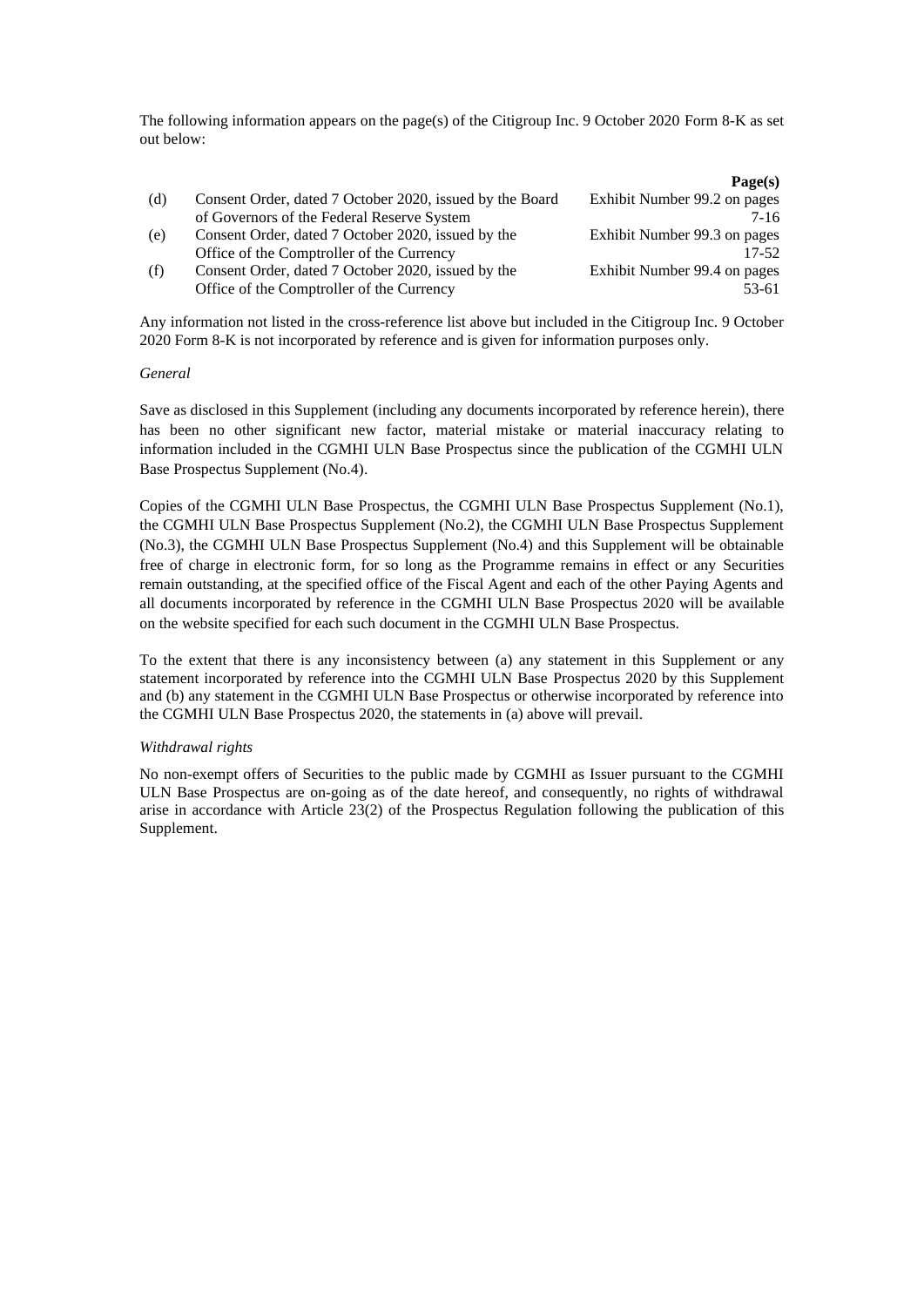The following information appears on the page(s) of the Citigroup Inc. 9 October 2020 Form 8-K as set out below:

| | | **Page(s)** |
|---|---|---|
| (d) | Consent Order, dated 7 October 2020, issued by the Board of Governors of the Federal Reserve System | Exhibit Number 99.2 on pages 7-16 |
| (e) | Consent Order, dated 7 October 2020, issued by the Office of the Comptroller of the Currency | Exhibit Number 99.3 on pages 17-52 |
| (f) | Consent Order, dated 7 October 2020, issued by the Office of the Comptroller of the Currency | Exhibit Number 99.4 on pages 53-61 |

Any information not listed in the cross-reference list above but included in the Citigroup Inc. 9 October 2020 Form 8-K is not incorporated by reference and is given for information purposes only.

*General*

Save as disclosed in this Supplement (including any documents incorporated by reference herein), there has been no other significant new factor, material mistake or material inaccuracy relating to information included in the CGMHI ULN Base Prospectus since the publication of the CGMHI ULN Base Prospectus Supplement (No.4).

Copies of the CGMHI ULN Base Prospectus, the CGMHI ULN Base Prospectus Supplement (No.1), the CGMHI ULN Base Prospectus Supplement (No.2), the CGMHI ULN Base Prospectus Supplement (No.3), the CGMHI ULN Base Prospectus Supplement (No.4) and this Supplement will be obtainable free of charge in electronic form, for so long as the Programme remains in effect or any Securities remain outstanding, at the specified office of the Fiscal Agent and each of the other Paying Agents and all documents incorporated by reference in the CGMHI ULN Base Prospectus 2020 will be available on the website specified for each such document in the CGMHI ULN Base Prospectus.

To the extent that there is any inconsistency between (a) any statement in this Supplement or any statement incorporated by reference into the CGMHI ULN Base Prospectus 2020 by this Supplement and (b) any statement in the CGMHI ULN Base Prospectus or otherwise incorporated by reference into the CGMHI ULN Base Prospectus 2020, the statements in (a) above will prevail.

*Withdrawal rights*

No non-exempt offers of Securities to the public made by CGMHI as Issuer pursuant to the CGMHI ULN Base Prospectus are on-going as of the date hereof, and consequently, no rights of withdrawal arise in accordance with Article 23(2) of the Prospectus Regulation following the publication of this Supplement.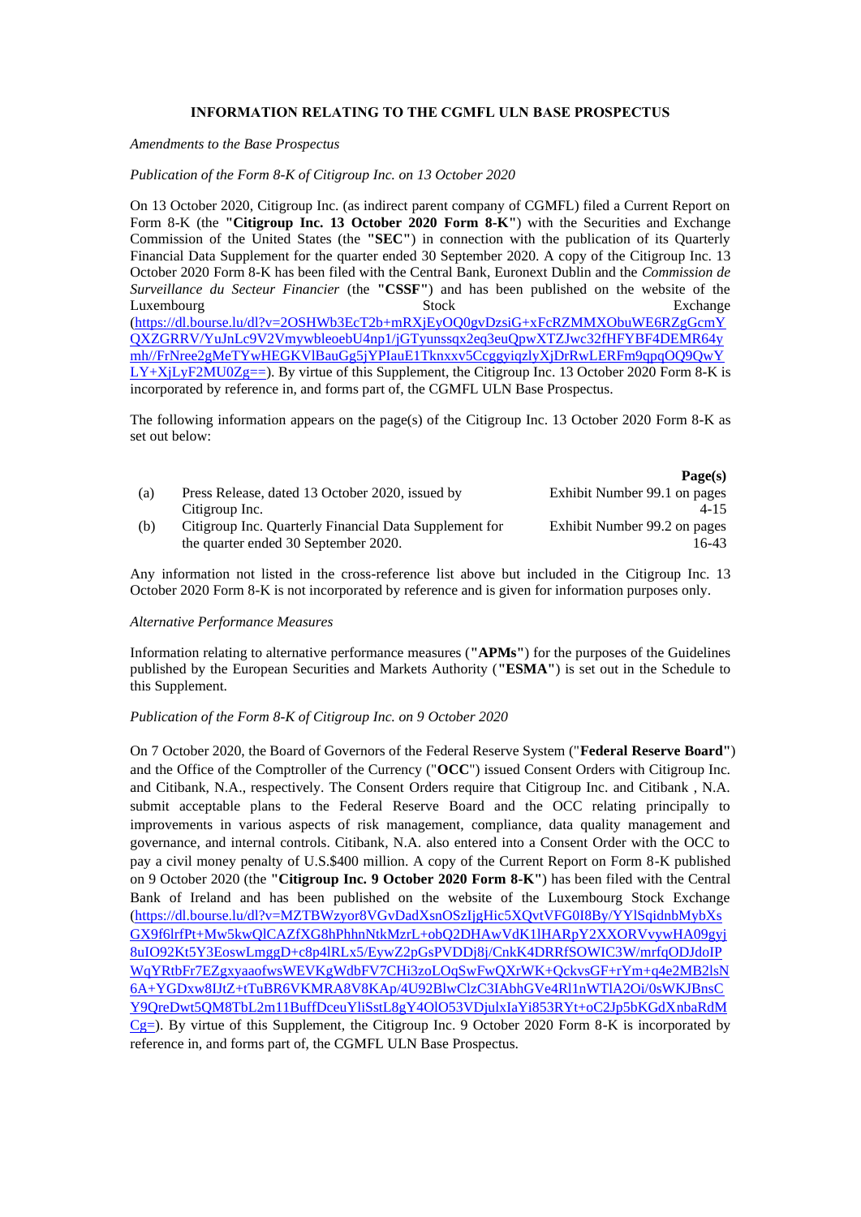**INFORMATION RELATING TO THE CGMFL ULN BASE PROSPECTUS**

*Amendments to the Base Prospectus*

*Publication of the Form 8-K of Citigroup Inc. on 13 October 2020*

On 13 October 2020, Citigroup Inc. (as indirect parent company of CGMFL) filed a Current Report on Form 8-K (the **"Citigroup Inc. 13 October 2020 Form 8-K"**) with the Securities and Exchange Commission of the United States (the **"SEC"**) in connection with the publication of its Quarterly Financial Data Supplement for the quarter ended 30 September 2020. A copy of the Citigroup Inc. 13 October 2020 Form 8-K has been filed with the Central Bank, Euronext Dublin and the *Commission de Surveillance du Secteur Financier* (the **"CSSF"**) and has been published on the website of the Luxembourg Stock Exchange (https://dl.bourse.lu/dl?v=2OSHWb3EcT2b+mRXjEyOQ0gvDzsiG+xFcRZMMXObuWE6RZgGcmYQXZGRRV/YuJnLc9V2VmywbleoebU4np1/jGTyunssqx2eq3euQpwXTZJwc32fHFYBF4DEMR64ymh//FrNree2gMeTYwHEGKVlBauGg5jYPIauE1Tknxxv5CcggyiqzlyXjDrRwLERFm9qpqOQ9QwYLY+XjLyF2MU0Zg==). By virtue of this Supplement, the Citigroup Inc. 13 October 2020 Form 8-K is incorporated by reference in, and forms part of, the CGMFL ULN Base Prospectus.

The following information appears on the page(s) of the Citigroup Inc. 13 October 2020 Form 8-K as set out below:

| | | **Page(s)** |
|---|---|---|
| (a) | Press Release, dated 13 October 2020, issued by Citigroup Inc. | Exhibit Number 99.1 on pages 4-15 |
| (b) | Citigroup Inc. Quarterly Financial Data Supplement for the quarter ended 30 September 2020. | Exhibit Number 99.2 on pages 16-43 |

Any information not listed in the cross-reference list above but included in the Citigroup Inc. 13 October 2020 Form 8-K is not incorporated by reference and is given for information purposes only.

*Alternative Performance Measures*

Information relating to alternative performance measures (**"APMs"**) for the purposes of the Guidelines published by the European Securities and Markets Authority (**"ESMA"**) is set out in the Schedule to this Supplement.

*Publication of the Form 8-K of Citigroup Inc. on 9 October 2020*

On 7 October 2020, the Board of Governors of the Federal Reserve System ("**Federal Reserve Board**") and the Office of the Comptroller of the Currency ("**OCC**") issued Consent Orders with Citigroup Inc. and Citibank, N.A., respectively. The Consent Orders require that Citigroup Inc. and Citibank , N.A. submit acceptable plans to the Federal Reserve Board and the OCC relating principally to improvements in various aspects of risk management, compliance, data quality management and governance, and internal controls. Citibank, N.A. also entered into a Consent Order with the OCC to pay a civil money penalty of U.S.$400 million. A copy of the Current Report on Form 8-K published on 9 October 2020 (the **"Citigroup Inc. 9 October 2020 Form 8-K"**) has been filed with the Central Bank of Ireland and has been published on the website of the Luxembourg Stock Exchange (https://dl.bourse.lu/dl?v=MZTBWzyor8VGvDadXsnOSzIjgHic5XQvtVFG0I8By/YYlSqidnbMybXsGX9f6lrfPt+Mw5kwQlCAZfXG8hPhhnNtkMzrL+obQ2DHAwVdK1lHARpY2XXORVvywHA09gyj8uIO92Kt5Y3EoswLmggD+c8p4lRLx5/EywZ2pGsPVDDj8j/CnkK4DRRfSOWIC3W/mrfqODJdoIPWqYRtbFr7EZgxyaaofwsWEVKgWdbFV7CHi3zoLOqSwFwQXrWK+QckvsGF+rYm+q4e2MB2lsN6A+YGDxw8IJtZ+tTuBR6VKMRA8V8KAp/4U92BlwClzC3IAbhGVe4Rl1nWTlA2Oi/0sWKJBnsCY9QreDwt5QM8TbL2m11BuffDceuYliSstL8gY4OlO53VDjulxIaYi853RYt+oC2Jp5bKGdXnbaRdMCg=). By virtue of this Supplement, the Citigroup Inc. 9 October 2020 Form 8-K is incorporated by reference in, and forms part of, the CGMFL ULN Base Prospectus.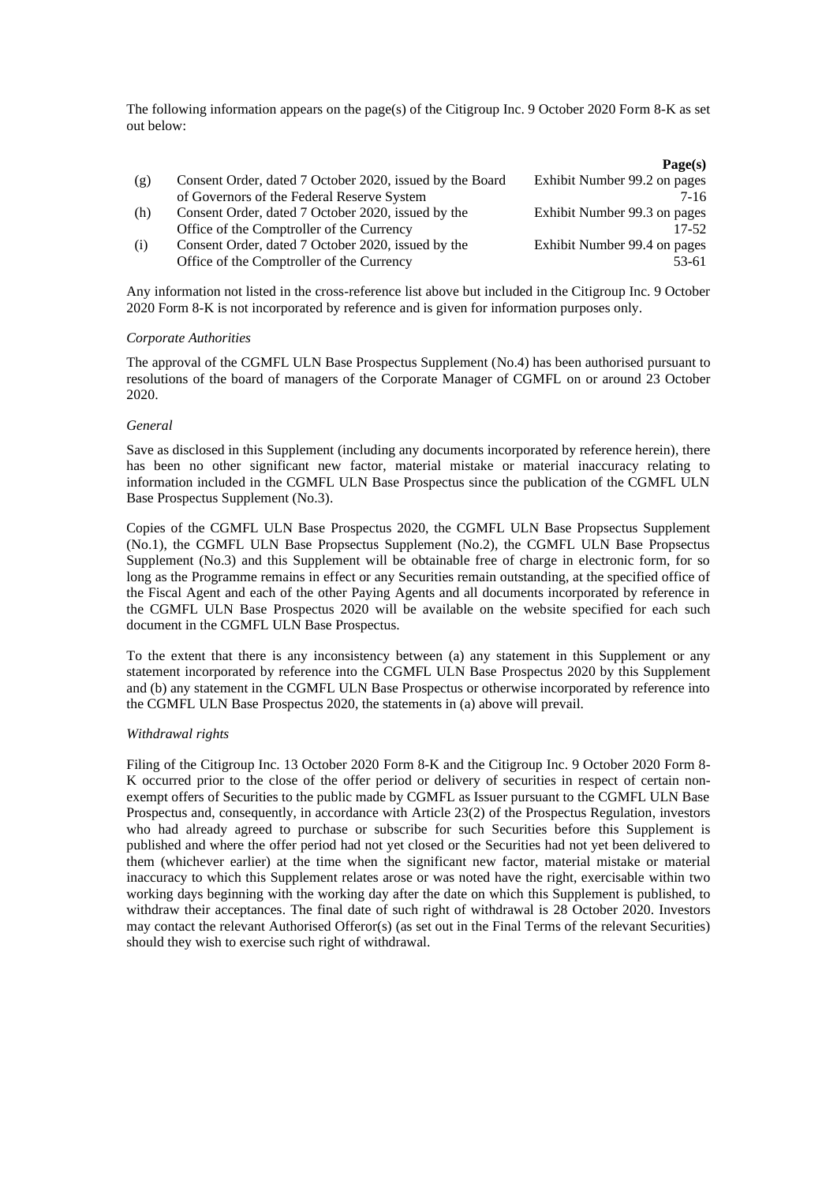The following information appears on the page(s) of the Citigroup Inc. 9 October 2020 Form 8-K as set out below:

| | | Page(s) |
|---|---|---|
| (g) | Consent Order, dated 7 October 2020, issued by the Board of Governors of the Federal Reserve System | Exhibit Number 99.2 on pages 7-16 |
| (h) | Consent Order, dated 7 October 2020, issued by the Office of the Comptroller of the Currency | Exhibit Number 99.3 on pages 17-52 |
| (i) | Consent Order, dated 7 October 2020, issued by the Office of the Comptroller of the Currency | Exhibit Number 99.4 on pages 53-61 |

Any information not listed in the cross-reference list above but included in the Citigroup Inc. 9 October 2020 Form 8-K is not incorporated by reference and is given for information purposes only.

*Corporate Authorities*

The approval of the CGMFL ULN Base Prospectus Supplement (No.4) has been authorised pursuant to resolutions of the board of managers of the Corporate Manager of CGMFL on or around 23 October 2020.

*General*

Save as disclosed in this Supplement (including any documents incorporated by reference herein), there has been no other significant new factor, material mistake or material inaccuracy relating to information included in the CGMFL ULN Base Prospectus since the publication of the CGMFL ULN Base Prospectus Supplement (No.3).

Copies of the CGMFL ULN Base Prospectus 2020, the CGMFL ULN Base Propsectus Supplement (No.1), the CGMFL ULN Base Propsectus Supplement (No.2), the CGMFL ULN Base Propsectus Supplement (No.3) and this Supplement will be obtainable free of charge in electronic form, for so long as the Programme remains in effect or any Securities remain outstanding, at the specified office of the Fiscal Agent and each of the other Paying Agents and all documents incorporated by reference in the CGMFL ULN Base Prospectus 2020 will be available on the website specified for each such document in the CGMFL ULN Base Prospectus.

To the extent that there is any inconsistency between (a) any statement in this Supplement or any statement incorporated by reference into the CGMFL ULN Base Prospectus 2020 by this Supplement and (b) any statement in the CGMFL ULN Base Prospectus or otherwise incorporated by reference into the CGMFL ULN Base Prospectus 2020, the statements in (a) above will prevail.

*Withdrawal rights*

Filing of the Citigroup Inc. 13 October 2020 Form 8-K and the Citigroup Inc. 9 October 2020 Form 8-K occurred prior to the close of the offer period or delivery of securities in respect of certain non-exempt offers of Securities to the public made by CGMFL as Issuer pursuant to the CGMFL ULN Base Prospectus and, consequently, in accordance with Article 23(2) of the Prospectus Regulation, investors who had already agreed to purchase or subscribe for such Securities before this Supplement is published and where the offer period had not yet closed or the Securities had not yet been delivered to them (whichever earlier) at the time when the significant new factor, material mistake or material inaccuracy to which this Supplement relates arose or was noted have the right, exercisable within two working days beginning with the working day after the date on which this Supplement is published, to withdraw their acceptances. The final date of such right of withdrawal is 28 October 2020. Investors may contact the relevant Authorised Offeror(s) (as set out in the Final Terms of the relevant Securities) should they wish to exercise such right of withdrawal.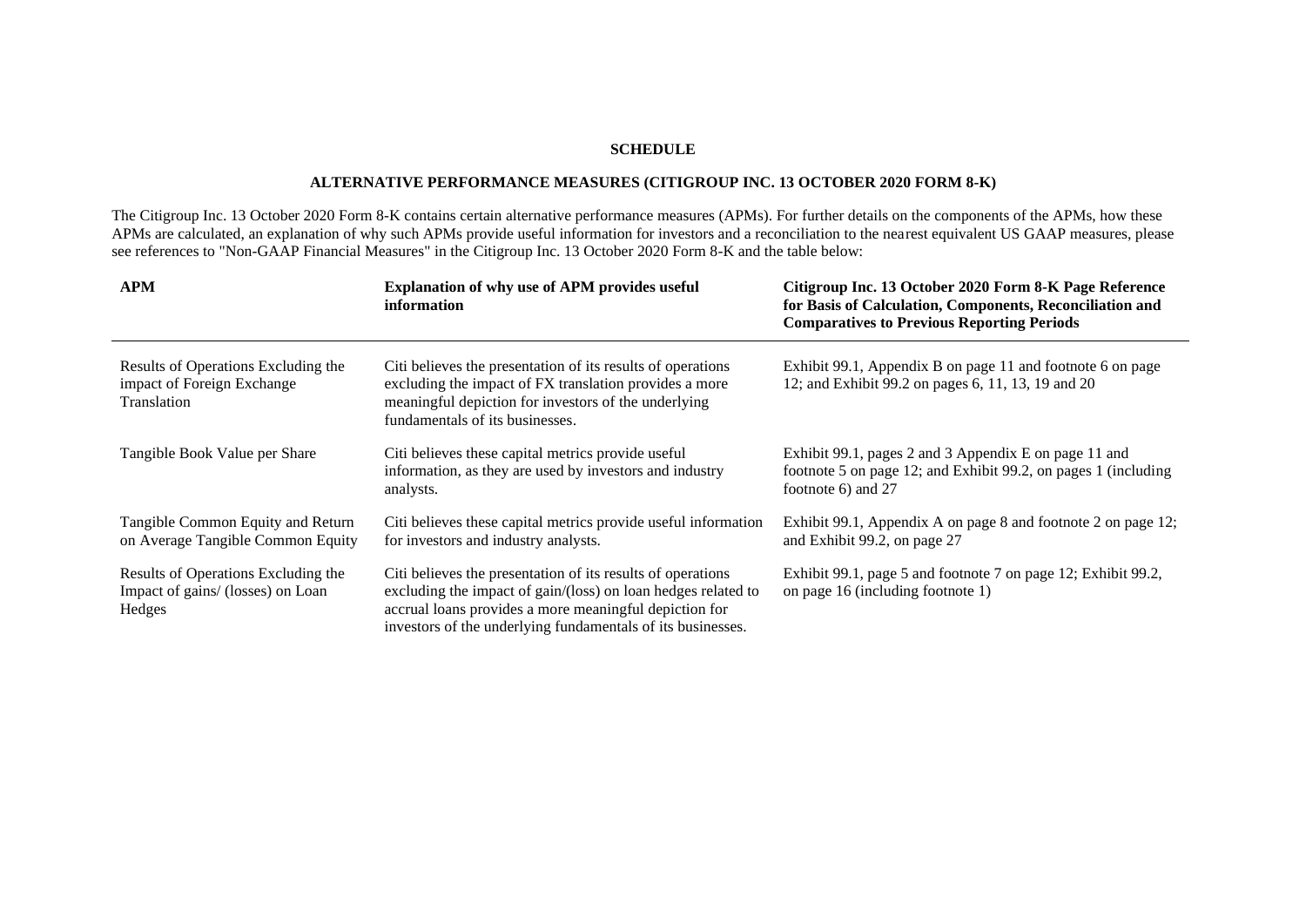**SCHEDULE**

**ALTERNATIVE PERFORMANCE MEASURES (CITIGROUP INC. 13 OCTOBER 2020 FORM 8-K)**

The Citigroup Inc. 13 October 2020 Form 8-K contains certain alternative performance measures (APMs). For further details on the components of the APMs, how these APMs are calculated, an explanation of why such APMs provide useful information for investors and a reconciliation to the nearest equivalent US GAAP measures, please see references to "Non-GAAP Financial Measures" in the Citigroup Inc. 13 October 2020 Form 8-K and the table below:

| APM | Explanation of why use of APM provides useful information | Citigroup Inc. 13 October 2020 Form 8-K Page Reference for Basis of Calculation, Components, Reconciliation and Comparatives to Previous Reporting Periods |
|---|---|---|
| Results of Operations Excluding the impact of Foreign Exchange Translation | Citi believes the presentation of its results of operations excluding the impact of FX translation provides a more meaningful depiction for investors of the underlying fundamentals of its businesses. | Exhibit 99.1, Appendix B on page 11 and footnote 6 on page 12; and Exhibit 99.2 on pages 6, 11, 13, 19 and 20 |
| Tangible Book Value per Share | Citi believes these capital metrics provide useful information, as they are used by investors and industry analysts. | Exhibit 99.1, pages 2 and 3 Appendix E on page 11 and footnote 5 on page 12; and Exhibit 99.2, on pages 1 (including footnote 6) and 27 |
| Tangible Common Equity and Return on Average Tangible Common Equity | Citi believes these capital metrics provide useful information for investors and industry analysts. | Exhibit 99.1, Appendix A on page 8 and footnote 2 on page 12; and Exhibit 99.2, on page 27 |
| Results of Operations Excluding the Impact of gains/ (losses) on Loan Hedges | Citi believes the presentation of its results of operations excluding the impact of gain/(loss) on loan hedges related to accrual loans provides a more meaningful depiction for investors of the underlying fundamentals of its businesses. | Exhibit 99.1, page 5 and footnote 7 on page 12; Exhibit 99.2, on page 16 (including footnote 1) |